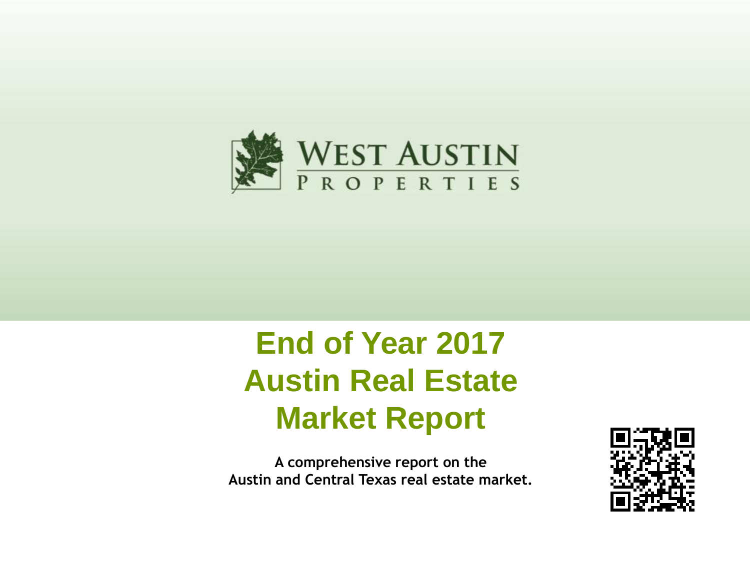WEST AUSTIN PROPERTIES

# End of Year 2017 Austin Real Estate Market Report

**A comprehensive report on the Austin and Central Texas real estate market.**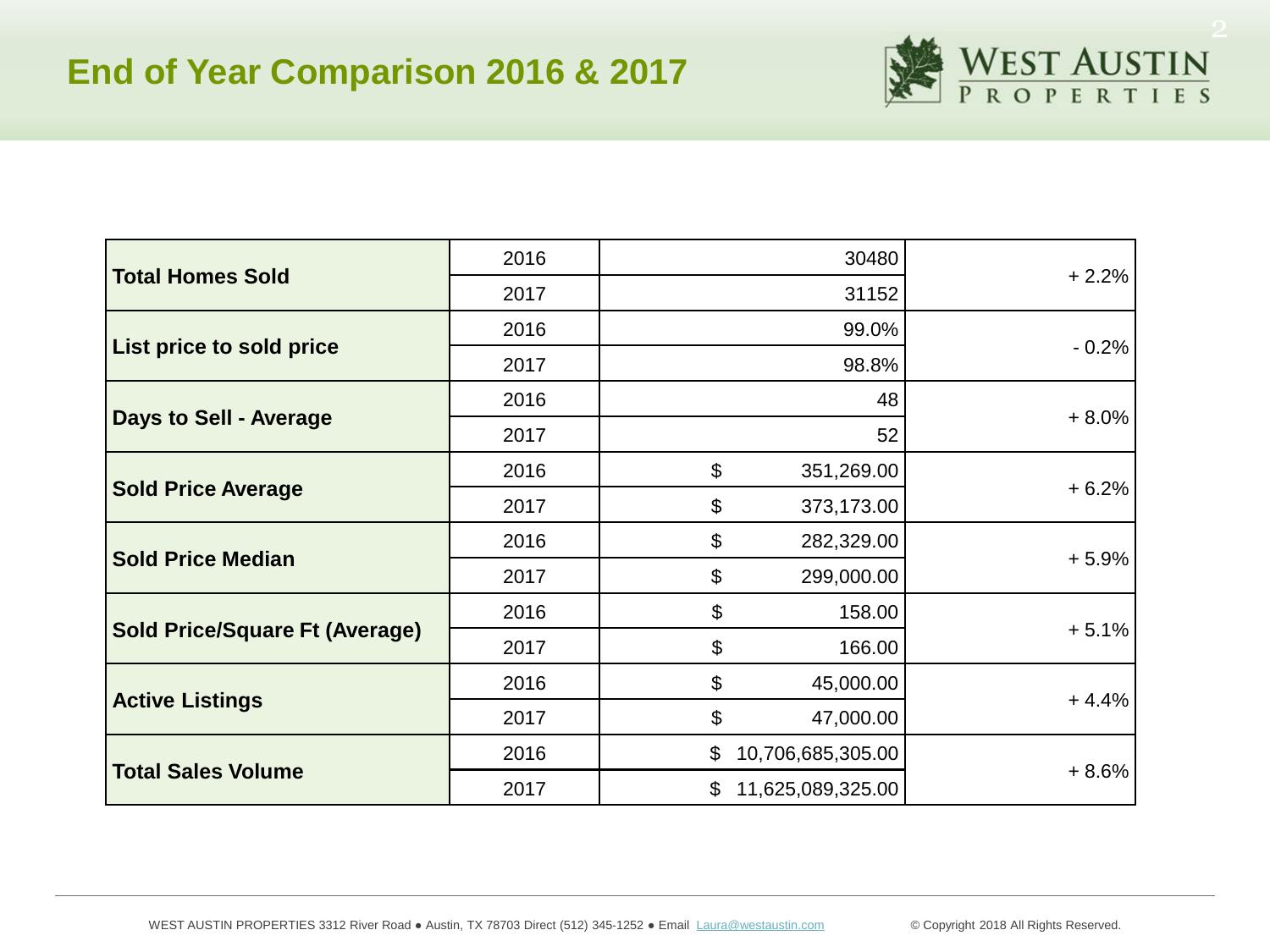# End of Year Comparison 2016 & 2017

| Metric | Year | Value | Change |
|---|---|---|---|
| **Total Homes Sold** | 2016 | 30480 | + 2.2% |
| | 2017 | 31152 | |
| **List price to sold price** | 2016 | 99.0% | - 0.2% |
| | 2017 | 98.8% | |
| **Days to Sell - Average** | 2016 | 48 | + 8.0% |
| | 2017 | 52 | |
| **Sold Price Average** | 2016 | $ 351,269.00 | + 6.2% |
| | 2017 | $ 373,173.00 | |
| **Sold Price Median** | 2016 | $ 282,329.00 | + 5.9% |
| | 2017 | $ 299,000.00 | |
| **Sold Price/Square Ft (Average)** | 2016 | $ 158.00 | + 5.1% |
| | 2017 | $ 166.00 | |
| **Active Listings** | 2016 | $ 45,000.00 | + 4.4% |
| | 2017 | $ 47,000.00 | |
| **Total Sales Volume** | 2016 | $ 10,706,685,305.00 | + 8.6% |
| | 2017 | $ 11,625,089,325.00 | |

WEST AUSTIN PROPERTIES 3312 River Road ● Austin, TX 78703 Direct (512) 345-1252 ● Email Laura@westaustin.com © Copyright 2018 All Rights Reserved.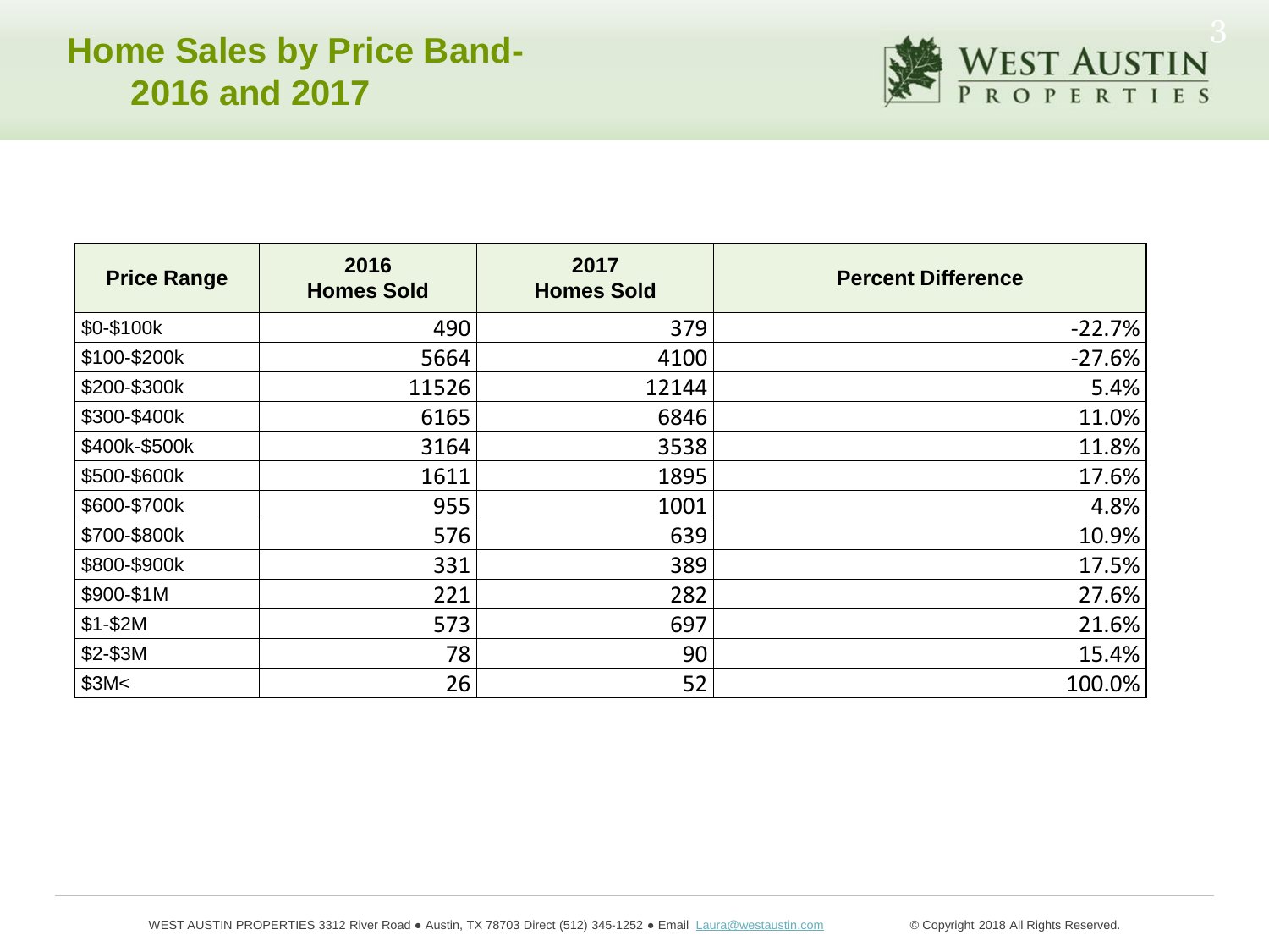# Home Sales by Price Band- 2016 and 2017

| Price Range | 2016 Homes Sold | 2017 Homes Sold | Percent Difference |
|---|---|---|---|
| $0-$100k | 490 | 379 | -22.7% |
| $100-$200k | 5664 | 4100 | -27.6% |
| $200-$300k | 11526 | 12144 | 5.4% |
| $300-$400k | 6165 | 6846 | 11.0% |
| $400k-$500k | 3164 | 3538 | 11.8% |
| $500-$600k | 1611 | 1895 | 17.6% |
| $600-$700k | 955 | 1001 | 4.8% |
| $700-$800k | 576 | 639 | 10.9% |
| $800-$900k | 331 | 389 | 17.5% |
| $900-$1M | 221 | 282 | 27.6% |
| $1-$2M | 573 | 697 | 21.6% |
| $2-$3M | 78 | 90 | 15.4% |
| $3M< | 26 | 52 | 100.0% |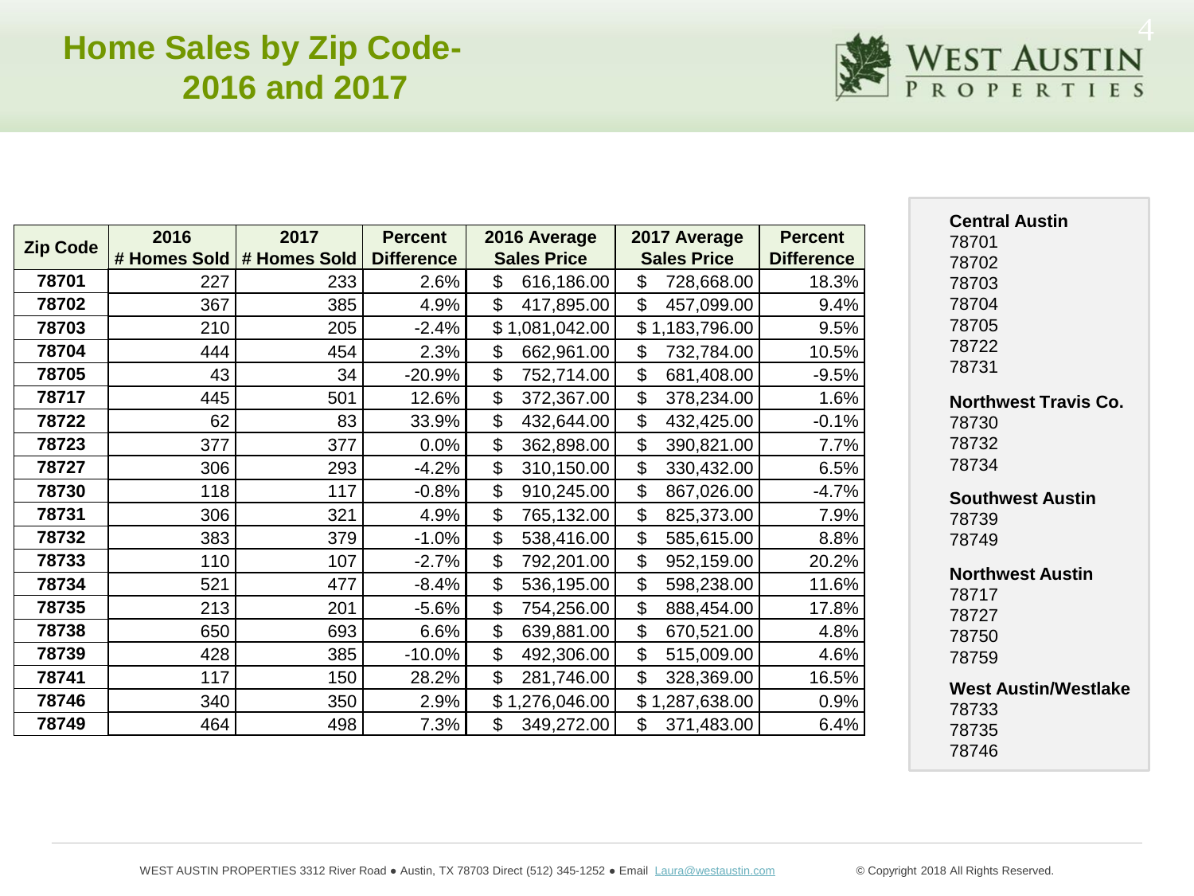# Home Sales by Zip Code- 2016 and 2017

WEST AUSTIN PROPERTIES

| Zip Code | 2016 # Homes Sold | 2017 # Homes Sold | Percent Difference | 2016 Average Sales Price | 2017 Average Sales Price | Percent Difference |
|---|---|---|---|---|---|---|
| **78701** | 227 | 233 | 2.6% | $ 616,186.00 | $ 728,668.00 | 18.3% |
| **78702** | 367 | 385 | 4.9% | $ 417,895.00 | $ 457,099.00 | 9.4% |
| **78703** | 210 | 205 | -2.4% | $ 1,081,042.00 | $ 1,183,796.00 | 9.5% |
| **78704** | 444 | 454 | 2.3% | $ 662,961.00 | $ 732,784.00 | 10.5% |
| **78705** | 43 | 34 | -20.9% | $ 752,714.00 | $ 681,408.00 | -9.5% |
| **78717** | 445 | 501 | 12.6% | $ 372,367.00 | $ 378,234.00 | 1.6% |
| **78722** | 62 | 83 | 33.9% | $ 432,644.00 | $ 432,425.00 | -0.1% |
| **78723** | 377 | 377 | 0.0% | $ 362,898.00 | $ 390,821.00 | 7.7% |
| **78727** | 306 | 293 | -4.2% | $ 310,150.00 | $ 330,432.00 | 6.5% |
| **78730** | 118 | 117 | -0.8% | $ 910,245.00 | $ 867,026.00 | -4.7% |
| **78731** | 306 | 321 | 4.9% | $ 765,132.00 | $ 825,373.00 | 7.9% |
| **78732** | 383 | 379 | -1.0% | $ 538,416.00 | $ 585,615.00 | 8.8% |
| **78733** | 110 | 107 | -2.7% | $ 792,201.00 | $ 952,159.00 | 20.2% |
| **78734** | 521 | 477 | -8.4% | $ 536,195.00 | $ 598,238.00 | 11.6% |
| **78735** | 213 | 201 | -5.6% | $ 754,256.00 | $ 888,454.00 | 17.8% |
| **78738** | 650 | 693 | 6.6% | $ 639,881.00 | $ 670,521.00 | 4.8% |
| **78739** | 428 | 385 | -10.0% | $ 492,306.00 | $ 515,009.00 | 4.6% |
| **78741** | 117 | 150 | 28.2% | $ 281,746.00 | $ 328,369.00 | 16.5% |
| **78746** | 340 | 350 | 2.9% | $ 1,276,046.00 | $ 1,287,638.00 | 0.9% |
| **78749** | 464 | 498 | 7.3% | $ 349,272.00 | $ 371,483.00 | 6.4% |

**Central Austin**
78701
78702
78703
78704
78705
78722
78731

**Northwest Travis Co.**
78730
78732
78734

**Southwest Austin**
78739
78749

**Northwest Austin**
78717
78727
78750
78759

**West Austin/Westlake**
78733
78735
78746

WEST AUSTIN PROPERTIES 3312 River Road ● Austin, TX 78703 Direct (512) 345-1252 ● Email Laura@westaustin.com © Copyright 2018 All Rights Reserved.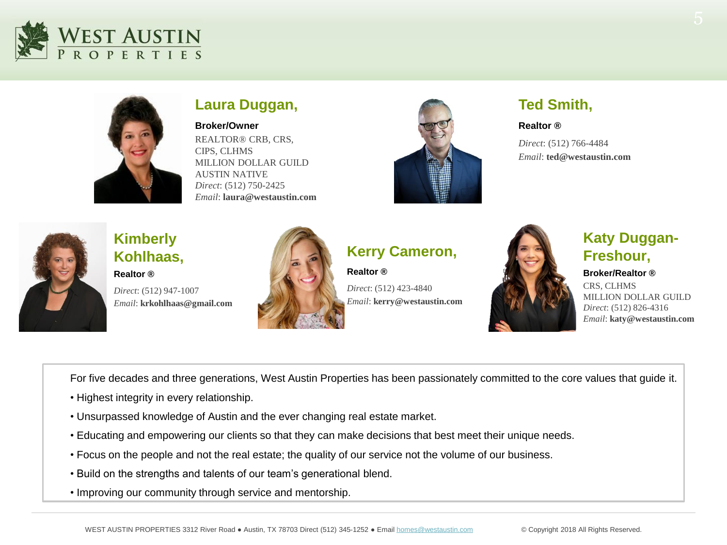WEST AUSTIN PROPERTIES

## Laura Duggan,

**Broker/Owner**

REALTOR® CRB, CRS, CIPS, CLHMS
MILLION DOLLAR GUILD
AUSTIN NATIVE
*Direct*: (512) 750-2425
*Email*: **laura@westaustin.com**

## Ted Smith,

**Realtor ®**

*Direct*: (512) 766-4484
*Email*: **ted@westaustin.com**

## Kimberly Kohlhaas,

**Realtor ®**

*Direct*: (512) 947-1007
*Email*: **krkohlhaas@gmail.com**

## Kerry Cameron,

**Realtor ®**

*Direct*: (512) 423-4840
*Email*: **kerry@westaustin.com**

## Katy Duggan-Freshour,

**Broker/Realtor ®**

CRS, CLHMS
MILLION DOLLAR GUILD
*Direct*: (512) 826-4316
*Email*: **katy@westaustin.com**

For five decades and three generations, West Austin Properties has been passionately committed to the core values that guide it.

- Highest integrity in every relationship.
- Unsurpassed knowledge of Austin and the ever changing real estate market.
- Educating and empowering our clients so that they can make decisions that best meet their unique needs.
- Focus on the people and not the real estate; the quality of our service not the volume of our business.
- Build on the strengths and talents of our team's generational blend.
- Improving our community through service and mentorship.

WEST AUSTIN PROPERTIES 3312 River Road ● Austin, TX 78703 Direct (512) 345-1252 ● Email homes@westaustin.com

© Copyright 2018 All Rights Reserved.